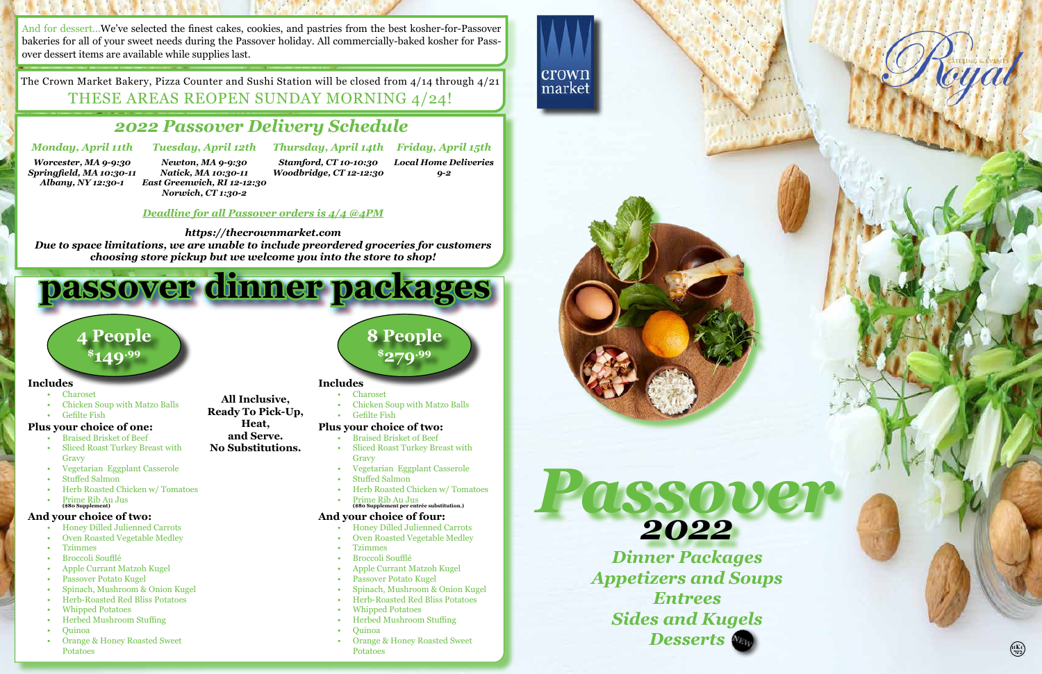And for dessert...We've selected the finest cakes, cookies, and pastries from the best kosher-for-Passover bakeries for all of your sweet needs during the Passover holiday. All commercially-baked kosher for Passover dessert items are available while supplies last.

The Crown Market Bakery, Pizza Counter and Sushi Station will be closed from 4/14 through 4/21

THESE AREAS REOPEN SUNDAY MORNING 4/24!

## *2022 Passover Delivery Schedule*

| *Monday, April 11th* | *Tuesday, April 12th* | *Thursday, April 14th* | *Friday, April 15th* |
|---|---|---|---|
| *Worcester, MA 9-9:30* | *Newton, MA 9-9:30* | *Stamford, CT 10-10:30* | *Local Home Deliveries 9-2* |
| *Springfield, MA 10:30-11* | *Natick, MA 10:30-11* | *Woodbridge, CT 12-12:30* | |
| *Albany, NY 12:30-1* | *East Greenwich, RI 12-12:30* | | |
| | *Norwich, CT 1:30-2* | | |

***Deadline for all Passover orders is 4/4 @4PM***

***https://thecrownmarket.com***

***Due to space limitations, we are unable to include preordered groceries for customers choosing store pickup but we welcome you into the store to shop!***

# passover dinner packages

**All Inclusive, Ready To Pick-Up, Heat, and Serve. No Substitutions.**

## 4 People $149.99

**Includes**
- Charoset
- Chicken Soup with Matzo Balls
- Gefilte Fish

**Plus your choice of one:**
- Braised Brisket of Beef
- Sliced Roast Turkey Breast with Gravy
- Vegetarian Eggplant Casserole
- Stuffed Salmon
- Herb Roasted Chicken w/ Tomatoes
- Prime Rib Au Jus ($80 Supplement)

**And your choice of two:**
- Honey Dilled Julienned Carrots
- Oven Roasted Vegetable Medley
- Tzimmes
- Broccoli Soufflé
- Apple Currant Matzoh Kugel
- Passover Potato Kugel
- Spinach, Mushroom & Onion Kugel
- Herb-Roasted Red Bliss Potatoes
- Whipped Potatoes
- Herbed Mushroom Stuffing
- Quinoa
- Orange & Honey Roasted Sweet Potatoes

## 8 People $279.99

**Includes**
- Charoset
- Chicken Soup with Matzo Balls
- Gefilte Fish

**Plus your choice of two:**
- Braised Brisket of Beef
- Sliced Roast Turkey Breast with Gravy
- Vegetarian Eggplant Casserole
- Stuffed Salmon
- Herb Roasted Chicken w/ Tomatoes
- Prime Rib Au Jus ($80 Supplement per entrée substitution.)

**And your choice of four:**
- Honey Dilled Julienned Carrots
- Oven Roasted Vegetable Medley
- Tzimmes
- Broccoli Soufflé
- Apple Currant Matzoh Kugel
- Passover Potato Kugel
- Spinach, Mushroom & Onion Kugel
- Herb-Roasted Red Bliss Potatoes
- Whipped Potatoes
- Herbed Mushroom Stuffing
- Quinoa
- Orange & Honey Roasted Sweet Potatoes

crown market

Royal Catering & Events

# *Passover 2022*

***Dinner Packages***
***Appetizers and Soups***
***Entrees***
***Sides and Kugels***
***Desserts*** NEW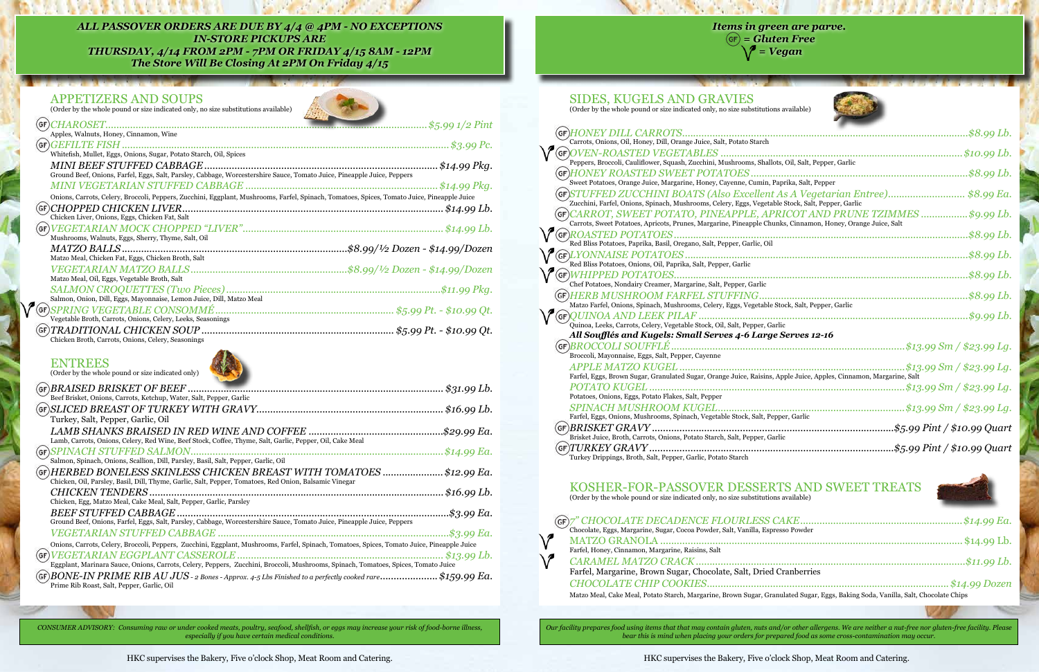*ALL PASSOVER ORDERS ARE DUE BY 4/4 @ 4PM - NO EXCEPTIONS*
*IN-STORE PICKUPS ARE*
*THURSDAY, 4/14 FROM 2PM - 7PM OR FRIDAY 4/15 8AM - 12PM*
*The Store Will Be Closing At 2PM On Friday 4/15*

*Items in green are parve.*
*(GF) = Gluten Free*
*V = Vegan*

## APPETIZERS AND SOUPS

(Order by the whole pound or size indicated only, no size substitutions available)

(GF) *CHAROSET* ............ *$5.99 1/2 Pint*
Apples, Walnuts, Honey, Cinnamon, Wine

(GF) *GEFILTE FISH* ............ *$3.99 Pc.*
Whitefish, Mullet, Eggs, Onions, Sugar, Potato Starch, Oil, Spices

*MINI BEEF STUFFED CABBAGE* ............ *$14.99 Pkg.*
Ground Beef, Onions, Farfel, Eggs, Salt, Parsley, Cabbage, Worcestershire Sauce, Tomato Juice, Pineapple Juice, Peppers

*MINI VEGETARIAN STUFFED CABBAGE* ............ *$14.99 Pkg.*
Onions, Carrots, Celery, Broccoli, Peppers, Zucchini, Eggplant, Mushrooms, Farfel, Spinach, Tomatoes, Spices, Tomato Juice, Pineapple Juice

(GF) *CHOPPED CHICKEN LIVER* ............ *$14.99 Lb.*
Chicken Liver, Onions, Eggs, Chicken Fat, Salt

(GF) *VEGETARIAN MOCK CHOPPED "LIVER"* ............ *$14.99 Lb.*
Mushrooms, Walnuts, Eggs, Sherry, Thyme, Salt, Oil

*MATZO BALLS* ............ *$8.99/½ Dozen - $14.99/Dozen*
Matzo Meal, Chicken Fat, Eggs, Chicken Broth, Salt

*VEGETARIAN MATZO BALLS* ............ *$8.99/½ Dozen - $14.99/Dozen*
Matzo Meal, Oil, Eggs, Vegetable Broth, Salt

*SALMON CROQUETTES (Two Pieces)* ............ *$11.99 Pkg.*
Salmon, Onion, Dill, Eggs, Mayonnaise, Lemon Juice, Dill, Matzo Meal

V (GF) *SPRING VEGETABLE CONSOMMÉ* ............ *$5.99 Pt. - $10.99 Qt.*
Vegetable Broth, Carrots, Onions, Celery, Leeks, Seasonings

(GF) *TRADITIONAL CHICKEN SOUP* ............ *$5.99 Pt. - $10.99 Qt.*
Chicken Broth, Carrots, Onions, Celery, Seasonings

## ENTREES

(Order by the whole pound or size indicated only)

(GF) *BRAISED BRISKET OF BEEF* ............ *$31.99 Lb.*
Beef Brisket, Onions, Carrots, Ketchup, Water, Salt, Pepper, Garlic

(GF) *SLICED BREAST OF TURKEY WITH GRAVY* ............ *$16.99 Lb.*
Turkey, Salt, Pepper, Garlic, Oil

*LAMB SHANKS BRAISED IN RED WINE AND COFFEE* ............ *$29.99 Ea.*
Lamb, Carrots, Onions, Celery, Red Wine, Beef Stock, Coffee, Thyme, Salt, Garlic, Pepper, Oil, Cake Meal

(GF) *SPINACH STUFFED SALMON* ............ *$14.99 Ea.*
Salmon, Spinach, Onions, Scallion, Dill, Parsley, Basil, Salt, Pepper, Garlic, Oil

(GF) *HERBED BONELESS SKINLESS CHICKEN BREAST WITH TOMATOES* ............ *$12.99 Ea.*
Chicken, Oil, Parsley, Basil, Dill, Thyme, Garlic, Salt, Pepper, Tomatoes, Red Onion, Balsamic Vinegar

*CHICKEN TENDERS* ............ *$16.99 Lb.*
Chicken, Egg, Matzo Meal, Cake Meal, Salt, Pepper, Garlic, Parsley

*BEEF STUFFED CABBAGE* ............ *$3.99 Ea.*
Ground Beef, Onions, Farfel, Eggs, Salt, Parsley, Cabbage, Worcestershire Sauce, Tomato Juice, Pineapple Juice, Peppers

*VEGETARIAN STUFFED CABBAGE* ............ *$3.99 Ea.*
Onions, Carrots, Celery, Broccoli, Peppers, Zucchini, Eggplant, Mushrooms, Farfel, Spinach, Tomatoes, Spices, Tomato Juice, Pineapple Juice

(GF) *VEGETARIAN EGGPLANT CASSEROLE* ............ *$13.99 Lb.*
Eggplant, Marinara Sauce, Onions, Carrots, Celery, Peppers, Zucchini, Broccoli, Mushrooms, Spinach, Tomatoes, Spices, Tomato Juice

(GF) *BONE-IN PRIME RIB AU JUS* - *2 Bones - Approx. 4-5 Lbs Finished to a perfectly cooked rare* ............ *$159.99 Ea.*
Prime Rib Roast, Salt, Pepper, Garlic, Oil

## SIDES, KUGELS AND GRAVIES

(Order by the whole pound or size indicated only, no size substitutions available)

(GF) *HONEY DILL CARROTS* ............ *$8.99 Lb.*
Carrots, Onions, Oil, Honey, Dill, Orange Juice, Salt, Potato Starch

V (GF) *OVEN-ROASTED VEGETABLES* ............ *$10.99 Lb.*
Peppers, Broccoli, Cauliflower, Squash, Zucchini, Mushrooms, Shallots, Oil, Salt, Pepper, Garlic

(GF) *HONEY ROASTED SWEET POTATOES* ............ *$8.99 Lb.*
Sweet Potatoes, Orange Juice, Margarine, Honey, Cayenne, Cumin, Paprika, Salt, Pepper

(GF) *STUFFED ZUCCHINI BOATS (Also Excellent As A Vegetarian Entree)* ............ *$8.99 Ea.*
Zucchini, Farfel, Onions, Spinach, Mushrooms, Celery, Eggs, Vegetable Stock, Salt, Pepper, Garlic

(GF) *CARROT, SWEET POTATO, PINEAPPLE, APRICOT AND PRUNE TZIMMES* ............ *$9.99 Lb.*
Carrots, Sweet Potatoes, Apricots, Prunes, Margarine, Pineapple Chunks, Cinnamon, Honey, Orange Juice, Salt

V (GF) *ROASTED POTATOES* ............ *$8.99 Lb.*
Red Bliss Potatoes, Paprika, Basil, Oregano, Salt, Pepper, Garlic, Oil

V (GF) *LYONNAISE POTATOES* ............ *$8.99 Lb.*
Red Bliss Potatoes, Onions, Oil, Paprika, Salt, Pepper, Garlic

V (GF) *WHIPPED POTATOES* ............ *$8.99 Lb.*
Chef Potatoes, Nondairy Creamer, Margarine, Salt, Pepper, Garlic

(GF) *HERB MUSHROOM FARFEL STUFFING* ............ *$8.99 Lb.*
Matzo Farfel, Onions, Spinach, Mushrooms, Celery, Eggs, Vegetable Stock, Salt, Pepper, Garlic

V (GF) *QUINOA AND LEEK PILAF* ............ *$9.99 Lb.*
Quinoa, Leeks, Carrots, Celery, Vegetable Stock, Oil, Salt, Pepper, Garlic

***All Soufflés and Kugels: Small Serves 4-6 Large Serves 12-16***

(GF) *BROCCOLI SOUFFLÉ* ............ *$13.99 Sm / $23.99 Lg.*
Broccoli, Mayonnaise, Eggs, Salt, Pepper, Cayenne

*APPLE MATZO KUGEL* ............ *$13.99 Sm / $23.99 Lg.*
Farfel, Eggs, Brown Sugar, Granulated Sugar, Orange Juice, Raisins, Apple Juice, Apples, Cinnamon, Margarine, Salt

*POTATO KUGEL* ............ *$13.99 Sm / $23.99 Lg.*
Potatoes, Onions, Eggs, Potato Flakes, Salt, Pepper

*SPINACH MUSHROOM KUGEL* ............ *$13.99 Sm / $23.99 Lg.*
Farfel, Eggs, Onions, Mushrooms, Spinach, Vegetable Stock, Salt, Pepper, Garlic

(GF) *BRISKET GRAVY* ............ *$5.99 Pint / $10.99 Quart*
Brisket Juice, Broth, Carrots, Onions, Potato Starch, Salt, Pepper, Garlic

(GF) *TURKEY GRAVY* ............ *$5.99 Pint / $10.99 Quart*
Turkey Drippings, Broth, Salt, Pepper, Garlic, Potato Starch

## KOSHER-FOR-PASSOVER DESSERTS AND SWEET TREATS

(Order by the whole pound or size indicated only, no size substitutions available)

(GF) *7" CHOCOLATE DECADENCE FLOURLESS CAKE* ............ *$14.99 Ea.*
Chocolate, Eggs, Margarine, Sugar, Cocoa Powder, Salt, Vanilla, Espresso Powder

V *MATZO GRANOLA* ............ *$14.99 Lb.*
Farfel, Honey, Cinnamon, Margarine, Raisins, Salt

V *CARAMEL MATZO CRACK* ............ *$11.99 Lb.*
Farfel, Margarine, Brown Sugar, Chocolate, Salt, Dried Cranberries

*CHOCOLATE CHIP COOKIES* ............ *$14.99 Dozen*
Matzo Meal, Cake Meal, Potato Starch, Margarine, Brown Sugar, Granulated Sugar, Eggs, Baking Soda, Vanilla, Salt, Chocolate Chips

*CONSUMER ADVISORY: Consuming raw or under cooked meats, poultry, seafood, shellfish, or eggs may increase your risk of food-borne illness, especially if you have certain medical conditions.*

*Our facility prepares food using items that that may contain gluten, nuts and/or other allergens. We are neither a nut-free nor gluten-free facility. Please bear this is mind when placing your orders for prepared food as some cross-contamination may occur.*

HKC supervises the Bakery, Five o'clock Shop, Meat Room and Catering.